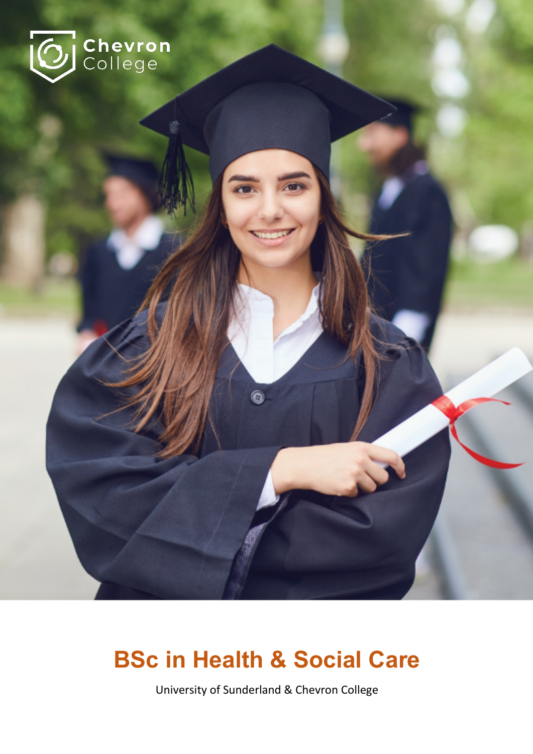Chevron College

# BSc in Health & Social Care

University of Sunderland & Chevron College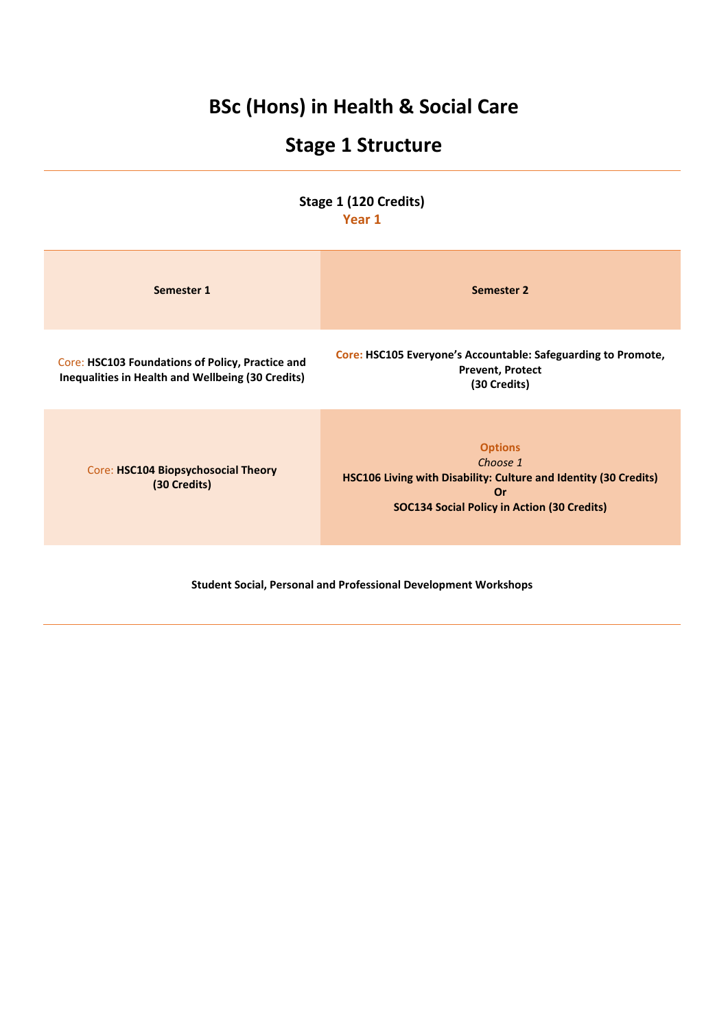# BSc (Hons) in Health & Social Care

## Stage 1 Structure

**Stage 1 (120 Credits)**
**Year 1**

| Semester 1 | Semester 2 |
|---|---|
| Core: **HSC103 Foundations of Policy, Practice and Inequalities in Health and Wellbeing (30 Credits)** | **Core: HSC105 Everyone's Accountable: Safeguarding to Promote, Prevent, Protect (30 Credits)** |
| Core: **HSC104 Biopsychosocial Theory (30 Credits)** | **Options** *Choose 1* **HSC106 Living with Disability: Culture and Identity (30 Credits) Or SOC134 Social Policy in Action (30 Credits)** |

**Student Social, Personal and Professional Development Workshops**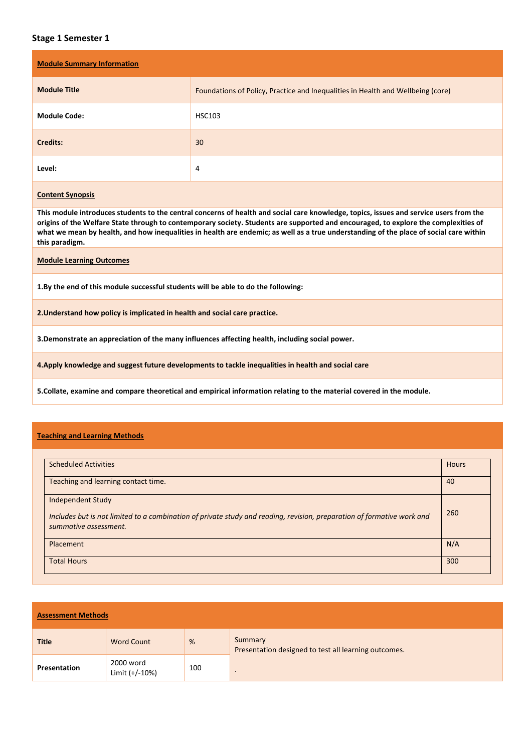## Stage 1 Semester 1

| **Module Summary Information** | |
|---|---|
| **Module Title** | Foundations of Policy, Practice and Inequalities in Health and Wellbeing (core) |
| **Module Code:** | HSC103 |
| **Credits:** | 30 |
| **Level:** | 4 |

**Content Synopsis**

**This module introduces students to the central concerns of health and social care knowledge, topics, issues and service users from the origins of the Welfare State through to contemporary society. Students are supported and encouraged, to explore the complexities of what we mean by health, and how inequalities in health are endemic; as well as a true understanding of the place of social care within this paradigm.**

**Module Learning Outcomes**

**1.By the end of this module successful students will be able to do the following:**

**2.Understand how policy is implicated in health and social care practice.**

**3.Demonstrate an appreciation of the many influences affecting health, including social power.**

**4.Apply knowledge and suggest future developments to tackle inequalities in health and social care**

**5.Collate, examine and compare theoretical and empirical information relating to the material covered in the module.**

**Teaching and Learning Methods**

| Scheduled Activities | Hours |
|---|---|
| Teaching and learning contact time. | 40 |
| Independent Study<br>*Includes but is not limited to a combination of private study and reading, revision, preparation of formative work and summative assessment.* | 260 |
| Placement | N/A |
| Total Hours | 300 |

**Assessment Methods**

| **Title** | Word Count | % | Summary<br>Presentation designed to test all learning outcomes. |
|---|---|---|---|
| **Presentation** | 2000 word Limit (+/-10%) | 100 | . |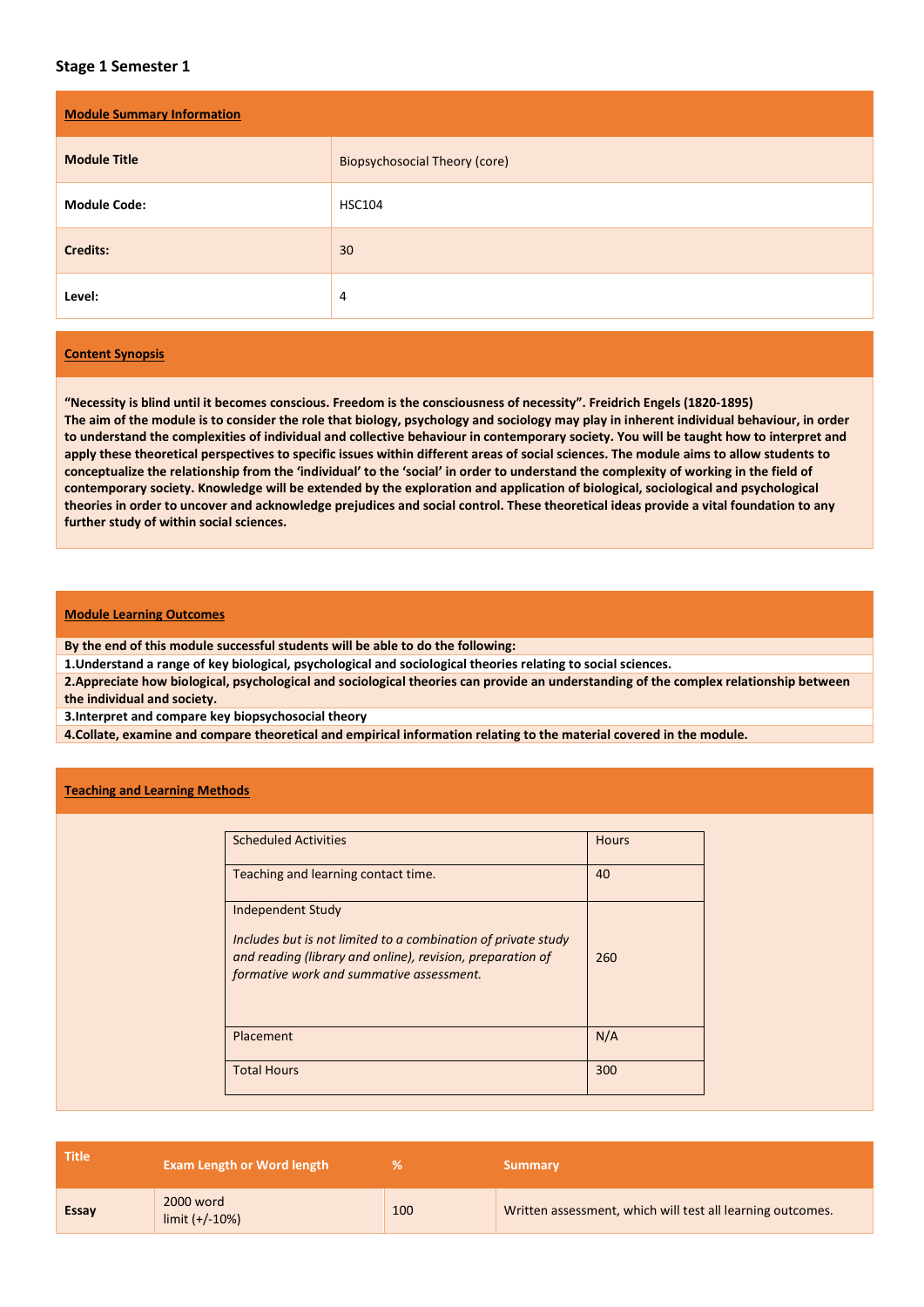### Stage 1 Semester 1

| **Module Summary Information** | |
|---|---|
| **Module Title** | Biopsychosocial Theory (core) |
| **Module Code:** | HSC104 |
| **Credits:** | 30 |
| **Level:** | 4 |

**Content Synopsis**

**"Necessity is blind until it becomes conscious. Freedom is the consciousness of necessity". Freidrich Engels (1820-1895)**
**The aim of the module is to consider the role that biology, psychology and sociology may play in inherent individual behaviour, in order to understand the complexities of individual and collective behaviour in contemporary society. You will be taught how to interpret and apply these theoretical perspectives to specific issues within different areas of social sciences. The module aims to allow students to conceptualize the relationship from the 'individual' to the 'social' in order to understand the complexity of working in the field of contemporary society. Knowledge will be extended by the exploration and application of biological, sociological and psychological theories in order to uncover and acknowledge prejudices and social control. These theoretical ideas provide a vital foundation to any further study of within social sciences.**

**Module Learning Outcomes**

**By the end of this module successful students will be able to do the following:**

**1.Understand a range of key biological, psychological and sociological theories relating to social sciences.**
**2.Appreciate how biological, psychological and sociological theories can provide an understanding of the complex relationship between the individual and society.**
**3.Interpret and compare key biopsychosocial theory**
**4.Collate, examine and compare theoretical and empirical information relating to the material covered in the module.**

**Teaching and Learning Methods**

| Scheduled Activities | Hours |
|---|---|
| Teaching and learning contact time. | 40 |
| Independent Study<br><br>*Includes but is not limited to a combination of private study and reading (library and online), revision, preparation of formative work and summative assessment.* | 260 |
| Placement | N/A |
| Total Hours | 300 |

| Title | Exam Length or Word length | % | Summary |
|---|---|---|---|
| **Essay** | 2000 word limit (+/-10%) | 100 | Written assessment, which will test all learning outcomes. |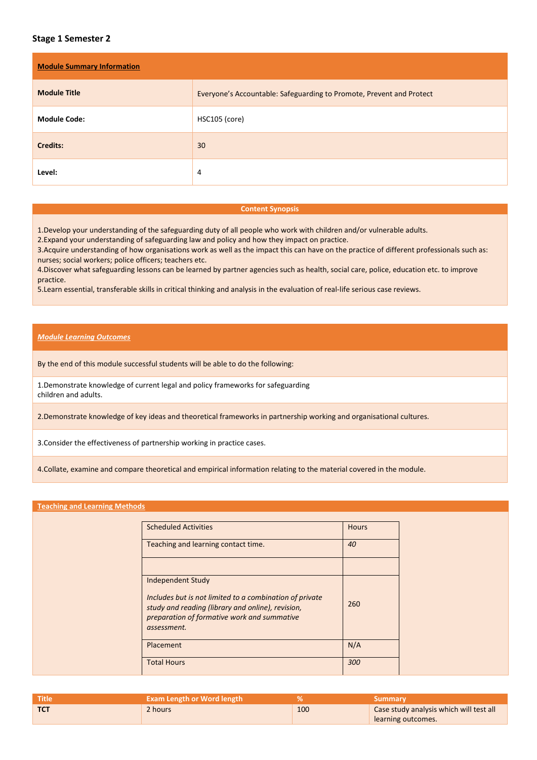## Stage 1 Semester 2

| **Module Summary Information** | |
|---|---|
| **Module Title** | Everyone's Accountable: Safeguarding to Promote, Prevent and Protect |
| **Module Code:** | HSC105 (core) |
| **Credits:** | 30 |
| **Level:** | 4 |

**Content Synopsis**

1.Develop your understanding of the safeguarding duty of all people who work with children and/or vulnerable adults.
2.Expand your understanding of safeguarding law and policy and how they impact on practice.
3.Acquire understanding of how organisations work as well as the impact this can have on the practice of different professionals such as: nurses; social workers; police officers; teachers etc.
4.Discover what safeguarding lessons can be learned by partner agencies such as health, social care, police, education etc. to improve practice.
5.Learn essential, transferable skills in critical thinking and analysis in the evaluation of real-life serious case reviews.

***Module Learning Outcomes***

By the end of this module successful students will be able to do the following:

1.Demonstrate knowledge of current legal and policy frameworks for safeguarding children and adults.

2.Demonstrate knowledge of key ideas and theoretical frameworks in partnership working and organisational cultures.

3.Consider the effectiveness of partnership working in practice cases.

4.Collate, examine and compare theoretical and empirical information relating to the material covered in the module.

**Teaching and Learning Methods**

| Scheduled Activities | Hours |
|---|---|
| Teaching and learning contact time. | *40* |
| | |
| Independent Study<br><br>*Includes but is not limited to a combination of private study and reading (library and online), revision, preparation of formative work and summative assessment.* | 260 |
| Placement | N/A |
| Total Hours | *300* |

| Title | Exam Length or Word length | % | Summary |
|---|---|---|---|
| **TCT** | 2 hours | 100 | Case study analysis which will test all learning outcomes. |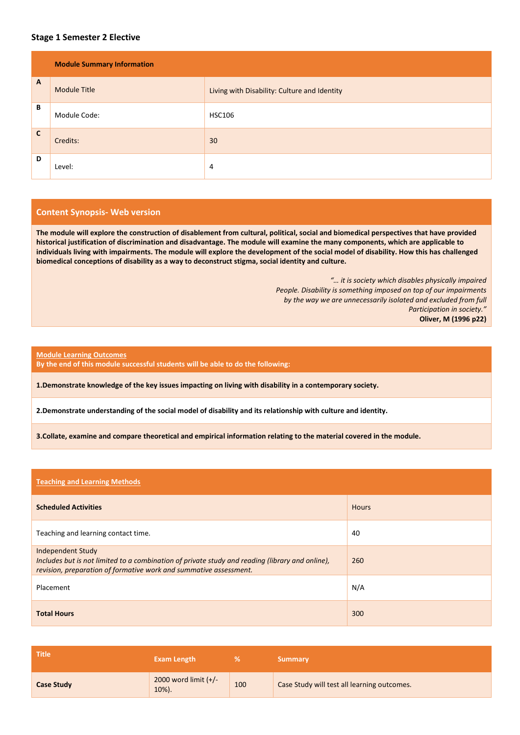### Stage 1 Semester 2 Elective

| | **Module Summary Information** | |
|---|---|---|
| **A** | Module Title | Living with Disability: Culture and Identity |
| **B** | Module Code: | HSC106 |
| **C** | Credits: | 30 |
| **D** | Level: | 4 |

## Content Synopsis- Web version

**The module will explore the construction of disablement from cultural, political, social and biomedical perspectives that have provided historical justification of discrimination and disadvantage. The module will examine the many components, which are applicable to individuals living with impairments. The module will explore the development of the social model of disability. How this has challenged biomedical conceptions of disability as a way to deconstruct stigma, social identity and culture.**

*"… it is society which disables physically impaired People. Disability is something imposed on top of our impairments by the way we are unnecessarily isolated and excluded from full Participation in society."*
**Oliver, M (1996 p22)**

## Module Learning Outcomes

**By the end of this module successful students will be able to do the following:**

**1.Demonstrate knowledge of the key issues impacting on living with disability in a contemporary society.**

**2.Demonstrate understanding of the social model of disability and its relationship with culture and identity.**

**3.Collate, examine and compare theoretical and empirical information relating to the material covered in the module.**

## Teaching and Learning Methods

| **Scheduled Activities** | Hours |
|---|---|
| Teaching and learning contact time. | 40 |
| Independent Study<br>*Includes but is not limited to a combination of private study and reading (library and online), revision, preparation of formative work and summative assessment.* | 260 |
| Placement | N/A |
| **Total Hours** | 300 |

| Title | Exam Length | % | Summary |
|---|---|---|---|
| **Case Study** | 2000 word limit (+/- 10%). | 100 | Case Study will test all learning outcomes. |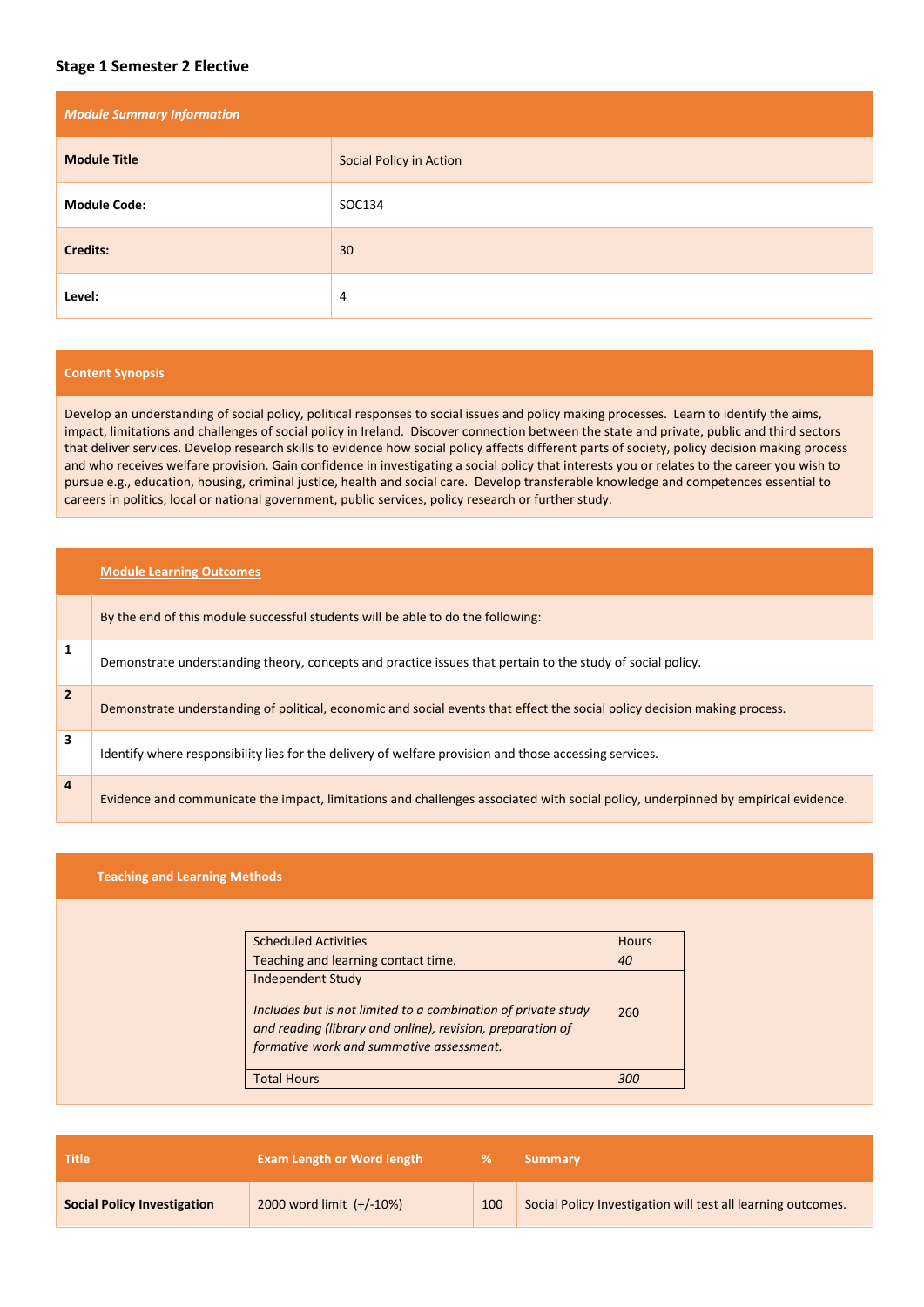### Stage 1 Semester 2 Elective

| *Module Summary Information* | |
|---|---|
| **Module Title** | Social Policy in Action |
| **Module Code:** | SOC134 |
| **Credits:** | 30 |
| **Level:** | 4 |

| **Content Synopsis** |
|---|
| Develop an understanding of social policy, political responses to social issues and policy making processes. Learn to identify the aims, impact, limitations and challenges of social policy in Ireland. Discover connection between the state and private, public and third sectors that deliver services. Develop research skills to evidence how social policy affects different parts of society, policy decision making process and who receives welfare provision. Gain confidence in investigating a social policy that interests you or relates to the career you wish to pursue e.g., education, housing, criminal justice, health and social care. Develop transferable knowledge and competences essential to careers in politics, local or national government, public services, policy research or further study. |

| | **Module Learning Outcomes** |
|---|---|
| | By the end of this module successful students will be able to do the following: |
| **1** | Demonstrate understanding theory, concepts and practice issues that pertain to the study of social policy. |
| **2** | Demonstrate understanding of political, economic and social events that effect the social policy decision making process. |
| **3** | Identify where responsibility lies for the delivery of welfare provision and those accessing services. |
| **4** | Evidence and communicate the impact, limitations and challenges associated with social policy, underpinned by empirical evidence. |

**Teaching and Learning Methods**

| Scheduled Activities | Hours |
|---|---|
| Teaching and learning contact time. | *40* |
| Independent Study<br><br>*Includes but is not limited to a combination of private study and reading (library and online), revision, preparation of formative work and summative assessment.* | 260 |
| Total Hours | *300* |

| Title | Exam Length or Word length | % | Summary |
|---|---|---|---|
| **Social Policy Investigation** | 2000 word limit (+/-10%) | 100 | Social Policy Investigation will test all learning outcomes. |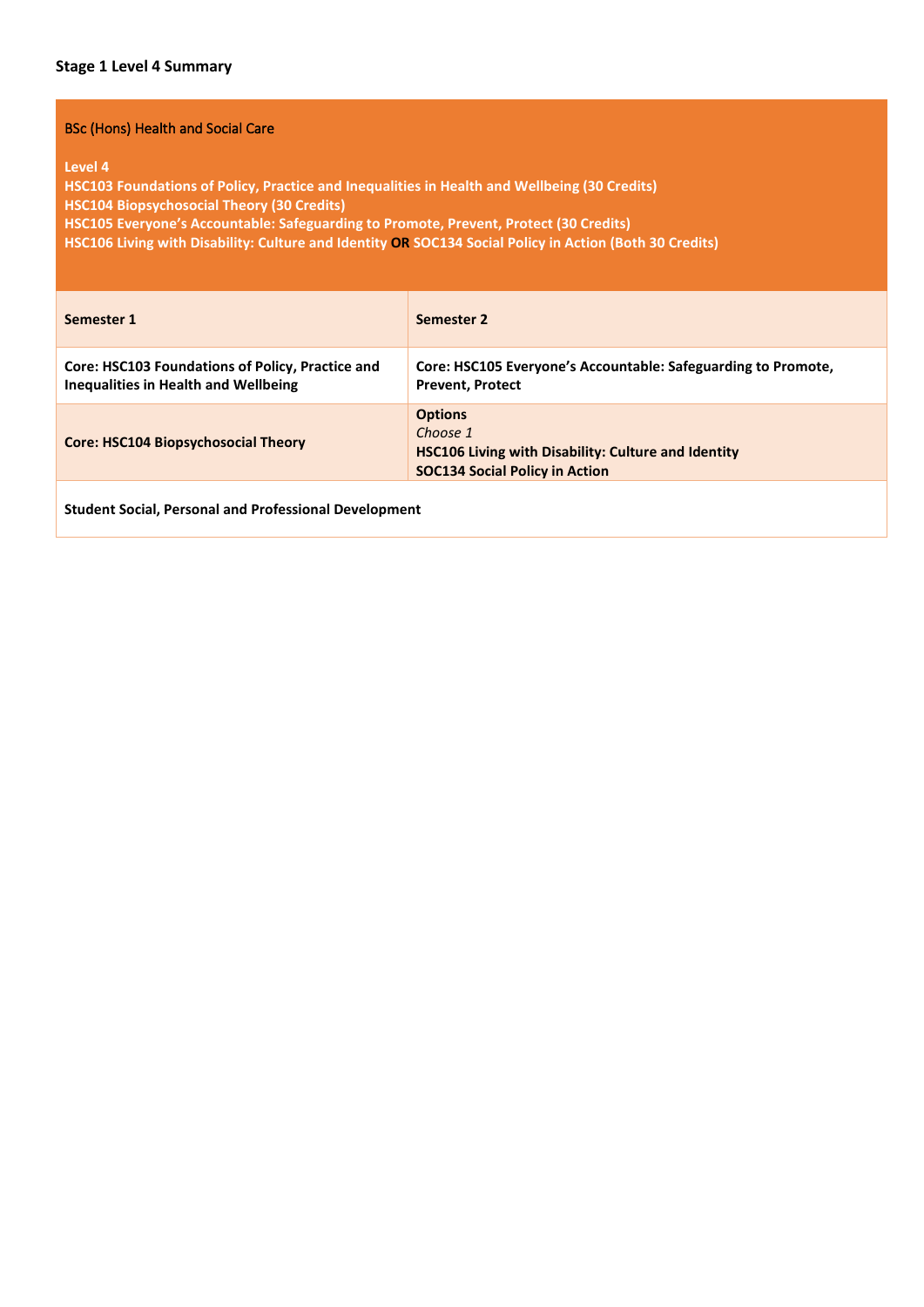### Stage 1 Level 4 Summary

BSc (Hons) Health and Social Care

**Level 4**
**HSC103 Foundations of Policy, Practice and Inequalities in Health and Wellbeing (30 Credits)**
**HSC104 Biopsychosocial Theory (30 Credits)**
**HSC105 Everyone's Accountable: Safeguarding to Promote, Prevent, Protect (30 Credits)**
**HSC106 Living with Disability: Culture and Identity OR SOC134 Social Policy in Action (Both 30 Credits)**

| **Semester 1** | **Semester 2** |
|---|---|
| **Core: HSC103 Foundations of Policy, Practice and Inequalities in Health and Wellbeing** | **Core: HSC105 Everyone's Accountable: Safeguarding to Promote, Prevent, Protect** |
| **Core: HSC104 Biopsychosocial Theory** | **Options**<br>*Choose 1*<br>**HSC106 Living with Disability: Culture and Identity**<br>**SOC134 Social Policy in Action** |
| **Student Social, Personal and Professional Development** | |